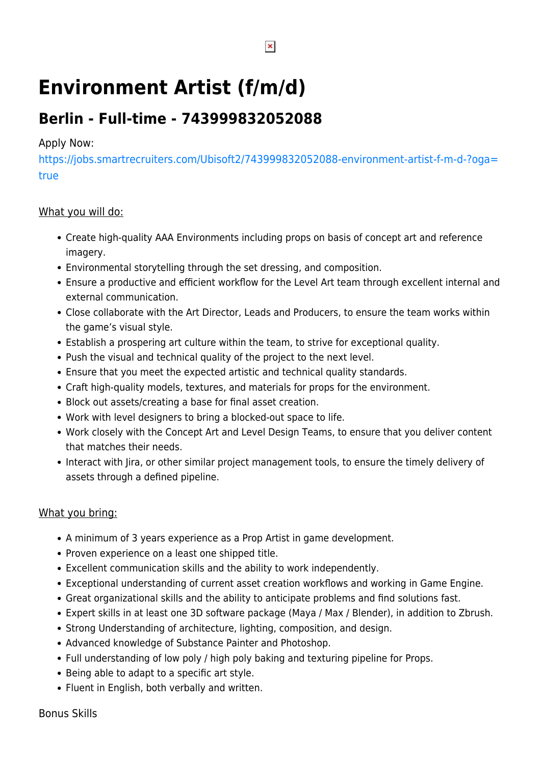# Environment Artist (f/m/d)

## Berlin - Full-time - 743999832052088

Apply Now:
https://jobs.smartrecruiters.com/Ubisoft2/743999832052088-environment-artist-f-m-d-?oga=true

What you will do:

- Create high-quality AAA Environments including props on basis of concept art and reference imagery.
- Environmental storytelling through the set dressing, and composition.
- Ensure a productive and efficient workflow for the Level Art team through excellent internal and external communication.
- Close collaborate with the Art Director, Leads and Producers, to ensure the team works within the game's visual style.
- Establish a prospering art culture within the team, to strive for exceptional quality.
- Push the visual and technical quality of the project to the next level.
- Ensure that you meet the expected artistic and technical quality standards.
- Craft high-quality models, textures, and materials for props for the environment.
- Block out assets/creating a base for final asset creation.
- Work with level designers to bring a blocked-out space to life.
- Work closely with the Concept Art and Level Design Teams, to ensure that you deliver content that matches their needs.
- Interact with Jira, or other similar project management tools, to ensure the timely delivery of assets through a defined pipeline.

What you bring:

- A minimum of 3 years experience as a Prop Artist in game development.
- Proven experience on a least one shipped title.
- Excellent communication skills and the ability to work independently.
- Exceptional understanding of current asset creation workflows and working in Game Engine.
- Great organizational skills and the ability to anticipate problems and find solutions fast.
- Expert skills in at least one 3D software package (Maya / Max / Blender), in addition to Zbrush.
- Strong Understanding of architecture, lighting, composition, and design.
- Advanced knowledge of Substance Painter and Photoshop.
- Full understanding of low poly / high poly baking and texturing pipeline for Props.
- Being able to adapt to a specific art style.
- Fluent in English, both verbally and written.

Bonus Skills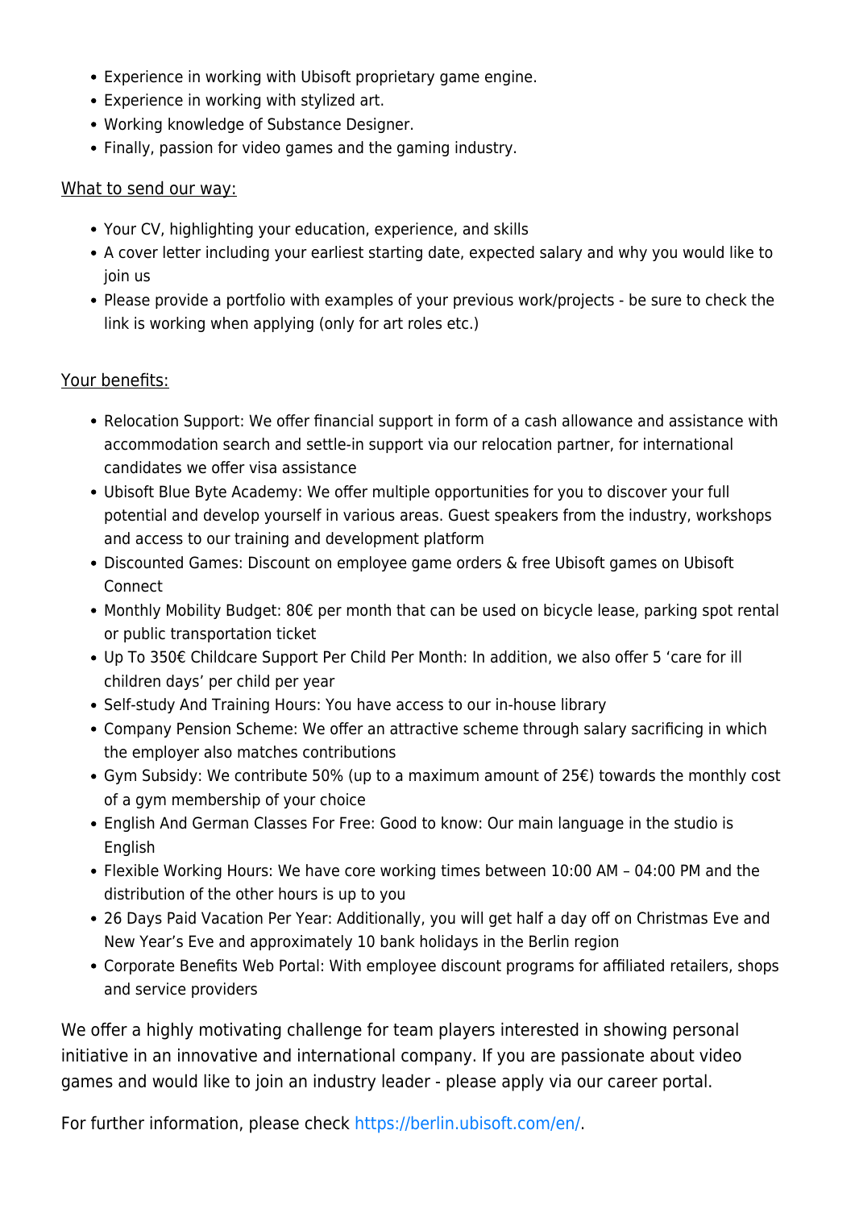- Experience in working with Ubisoft proprietary game engine.
- Experience in working with stylized art.
- Working knowledge of Substance Designer.
- Finally, passion for video games and the gaming industry.

<u>What to send our way:</u>

- Your CV, highlighting your education, experience, and skills
- A cover letter including your earliest starting date, expected salary and why you would like to join us
- Please provide a portfolio with examples of your previous work/projects - be sure to check the link is working when applying (only for art roles etc.)

<u>Your benefits:</u>

- Relocation Support: We offer financial support in form of a cash allowance and assistance with accommodation search and settle-in support via our relocation partner, for international candidates we offer visa assistance
- Ubisoft Blue Byte Academy: We offer multiple opportunities for you to discover your full potential and develop yourself in various areas. Guest speakers from the industry, workshops and access to our training and development platform
- Discounted Games: Discount on employee game orders & free Ubisoft games on Ubisoft Connect
- Monthly Mobility Budget: 80€ per month that can be used on bicycle lease, parking spot rental or public transportation ticket
- Up To 350€ Childcare Support Per Child Per Month: In addition, we also offer 5 'care for ill children days' per child per year
- Self-study And Training Hours: You have access to our in-house library
- Company Pension Scheme: We offer an attractive scheme through salary sacrificing in which the employer also matches contributions
- Gym Subsidy: We contribute 50% (up to a maximum amount of 25€) towards the monthly cost of a gym membership of your choice
- English And German Classes For Free: Good to know: Our main language in the studio is English
- Flexible Working Hours: We have core working times between 10:00 AM – 04:00 PM and the distribution of the other hours is up to you
- 26 Days Paid Vacation Per Year: Additionally, you will get half a day off on Christmas Eve and New Year's Eve and approximately 10 bank holidays in the Berlin region
- Corporate Benefits Web Portal: With employee discount programs for affiliated retailers, shops and service providers

We offer a highly motivating challenge for team players interested in showing personal initiative in an innovative and international company. If you are passionate about video games and would like to join an industry leader - please apply via our career portal.

For further information, please check https://berlin.ubisoft.com/en/.